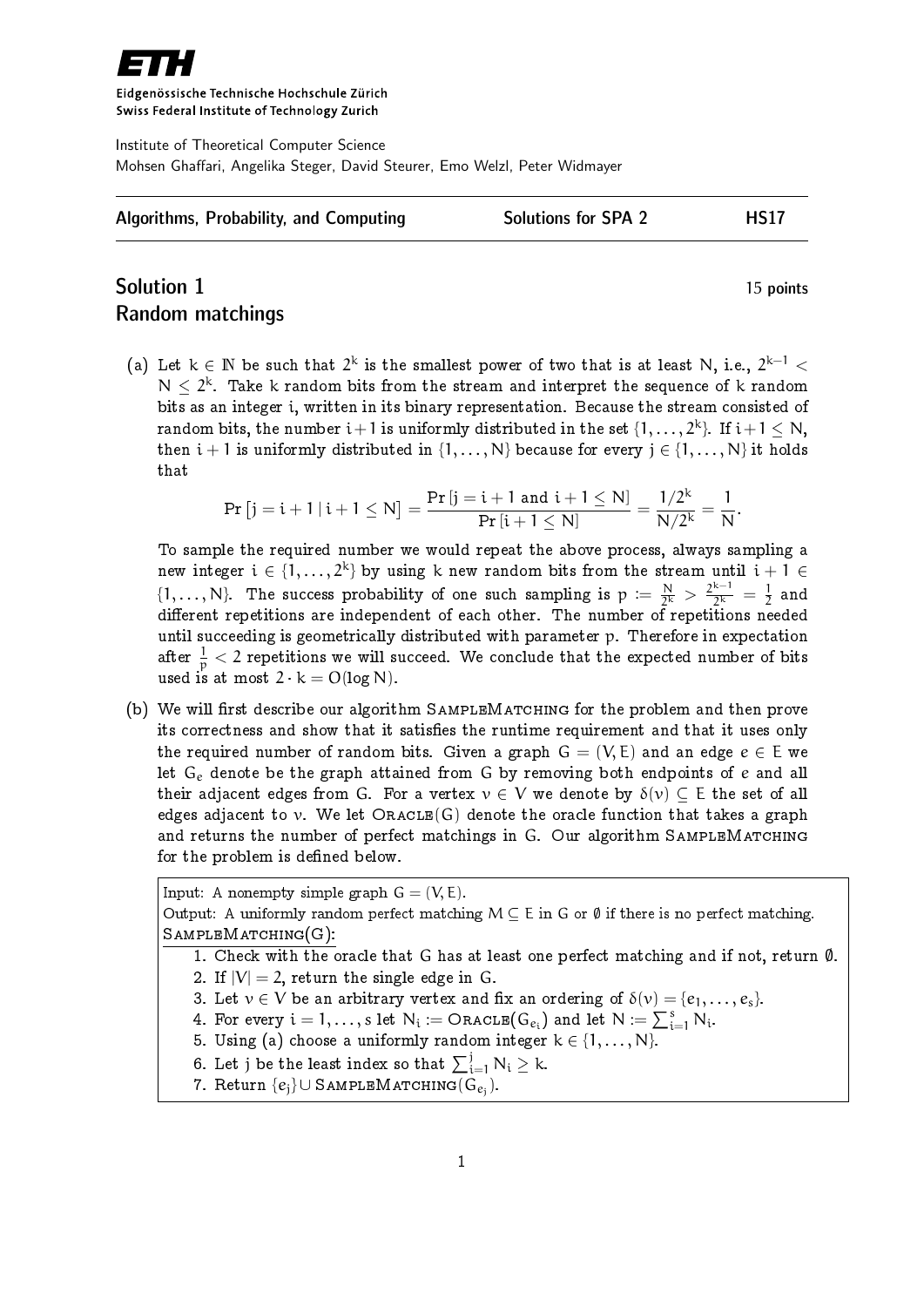ETH

Eidgenössische Technische Hochschule Zürich
Swiss Federal Institute of Technology Zurich

Institute of Theoretical Computer Science
Mohsen Ghaffari, Angelika Steger, David Steurer, Emo Welzl, Peter Widmayer

| Algorithms, Probability, and Computing | Solutions for SPA 2 | HS17 |
|---|---|---|

## Solution 1 — 15 points
## Random matchings

(a) Let $k \in \mathbb{N}$ be such that $2^k$ is the smallest power of two that is at least $N$, i.e., $2^{k-1} < N \leq 2^k$. Take $k$ random bits from the stream and interpret the sequence of $k$ random bits as an integer $i$, written in its binary representation. Because the stream consisted of random bits, the number $i+1$ is uniformly distributed in the set $\{1, \ldots, 2^k\}$. If $i+1 \leq N$, then $i+1$ is uniformly distributed in $\{1, \ldots, N\}$ because for every $j \in \{1, \ldots, N\}$ it holds that

$$\Pr[j = i+1 \mid i+1 \leq N] = \frac{\Pr[j = i+1 \text{ and } i+1 \leq N]}{\Pr[i+1 \leq N]} = \frac{1/2^k}{N/2^k} = \frac{1}{N}.$$

To sample the required number we would repeat the above process, always sampling a new integer $i \in \{1, \ldots, 2^k\}$ by using $k$ new random bits from the stream until $i+1 \in \{1, \ldots, N\}$. The success probability of one such sampling is $p := \frac{N}{2^k} > \frac{2^{k-1}}{2^k} = \frac{1}{2}$ and different repetitions are independent of each other. The number of repetitions needed until succeeding is geometrically distributed with parameter $p$. Therefore in expectation after $\frac{1}{p} < 2$ repetitions we will succeed. We conclude that the expected number of bits used is at most $2 \cdot k = O(\log N)$.

(b) We will first describe our algorithm SampleMatching for the problem and then prove its correctness and show that it satisfies the runtime requirement and that it uses only the required number of random bits. Given a graph $G = (V, E)$ and an edge $e \in E$ we let $G_e$ denote be the graph attained from $G$ by removing both endpoints of $e$ and all their adjacent edges from $G$. For a vertex $v \in V$ we denote by $\delta(v) \subseteq E$ the set of all edges adjacent to $v$. We let Oracle$(G)$ denote the oracle function that takes a graph and returns the number of perfect matchings in $G$. Our algorithm SampleMatching for the problem is defined below.

Input: A nonempty simple graph $G = (V, E)$.
Output: A uniformly random perfect matching $M \subseteq E$ in $G$ or $\emptyset$ if there is no perfect matching.
SampleMatching$(G)$:

1. Check with the oracle that $G$ has at least one perfect matching and if not, return $\emptyset$.
2. If $|V| = 2$, return the single edge in $G$.
3. Let $v \in V$ be an arbitrary vertex and fix an ordering of $\delta(v) = \{e_1, \ldots, e_s\}$.
4. For every $i = 1, \ldots, s$ let $N_i :=$ Oracle$(G_{e_i})$ and let $N := \sum_{i=1}^{s} N_i$.
5. Using (a) choose a uniformly random integer $k \in \{1, \ldots, N\}$.
6. Let $j$ be the least index so that $\sum_{i=1}^{j} N_i \geq k$.
7. Return $\{e_j\} \cup$ SampleMatching$(G_{e_j})$.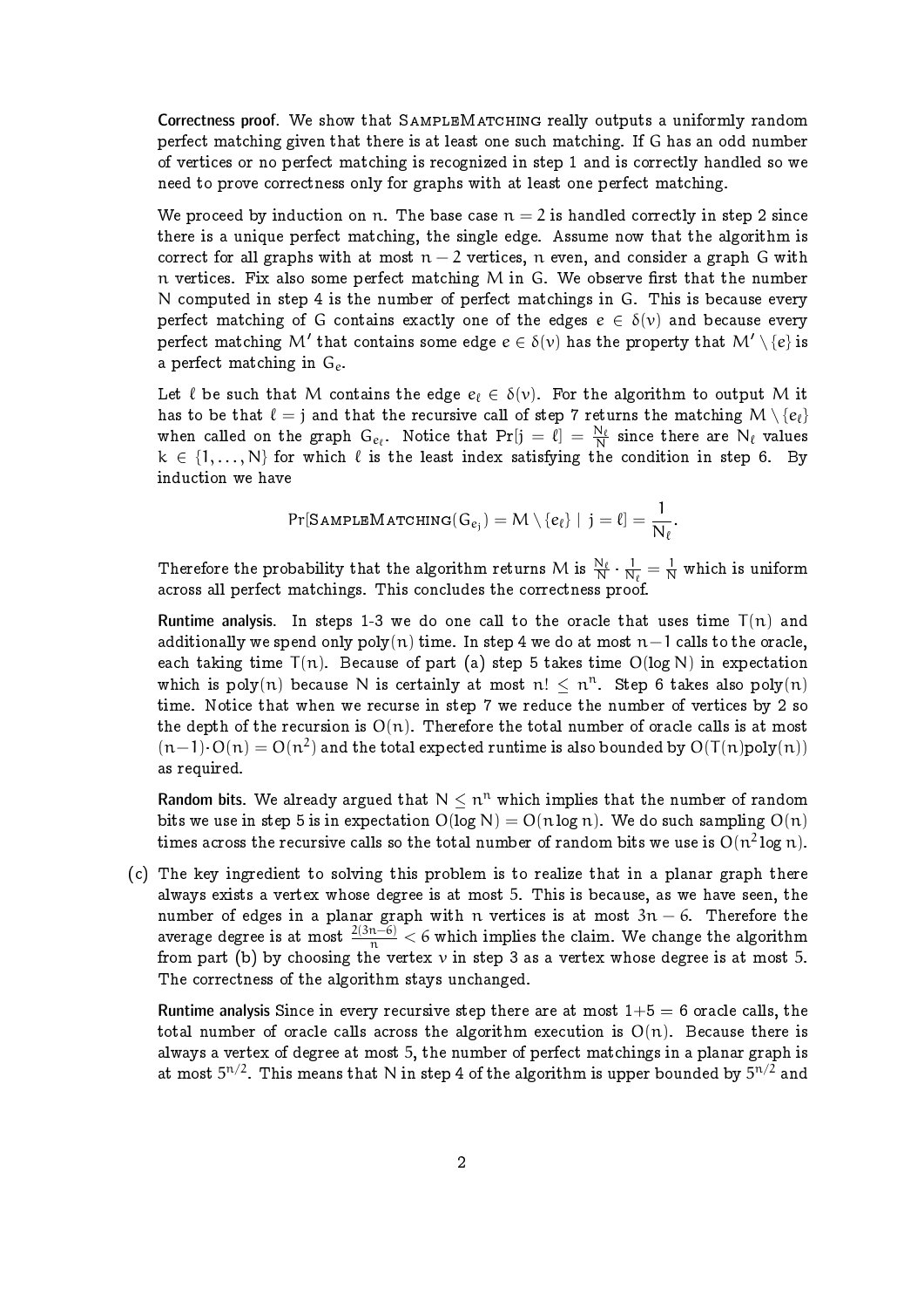**Correctness proof**. We show that SampleMatching really outputs a uniformly random perfect matching given that there is at least one such matching. If G has an odd number of vertices or no perfect matching is recognized in step 1 and is correctly handled so we need to prove correctness only for graphs with at least one perfect matching.

We proceed by induction on $n$. The base case $n = 2$ is handled correctly in step 2 since there is a unique perfect matching, the single edge. Assume now that the algorithm is correct for all graphs with at most $n - 2$ vertices, $n$ even, and consider a graph $G$ with $n$ vertices. Fix also some perfect matching $M$ in $G$. We observe first that the number $N$ computed in step 4 is the number of perfect matchings in $G$. This is because every perfect matching of $G$ contains exactly one of the edges $e \in \delta(v)$ and because every perfect matching $M'$ that contains some edge $e \in \delta(v)$ has the property that $M' \setminus \{e\}$ is a perfect matching in $G_e$.

Let $\ell$ be such that $M$ contains the edge $e_\ell \in \delta(v)$. For the algorithm to output $M$ it has to be that $\ell = j$ and that the recursive call of step 7 returns the matching $M \setminus \{e_\ell\}$ when called on the graph $G_{e_\ell}$. Notice that $\Pr[j = \ell] = \frac{N_\ell}{N}$ since there are $N_\ell$ values $k \in \{1, \ldots, N\}$ for which $\ell$ is the least index satisfying the condition in step 6. By induction we have

$$\Pr[\text{SampleMatching}(G_{e_j}) = M \setminus \{e_\ell\} \mid j = \ell] = \frac{1}{N_\ell}.$$

Therefore the probability that the algorithm returns $M$ is $\frac{N_\ell}{N} \cdot \frac{1}{N_\ell} = \frac{1}{N}$ which is uniform across all perfect matchings. This concludes the correctness proof.

**Runtime analysis.** In steps 1-3 we do one call to the oracle that uses time $T(n)$ and additionally we spend only $\text{poly}(n)$ time. In step 4 we do at most $n-1$ calls to the oracle, each taking time $T(n)$. Because of part (a) step 5 takes time $O(\log N)$ in expectation which is $\text{poly}(n)$ because $N$ is certainly at most $n! \leq n^n$. Step 6 takes also $\text{poly}(n)$ time. Notice that when we recurse in step 7 we reduce the number of vertices by 2 so the depth of the recursion is $O(n)$. Therefore the total number of oracle calls is at most $(n-1) \cdot O(n) = O(n^2)$ and the total expected runtime is also bounded by $O(T(n)\text{poly}(n))$ as required.

**Random bits.** We already argued that $N \leq n^n$ which implies that the number of random bits we use in step 5 is in expectation $O(\log N) = O(n \log n)$. We do such sampling $O(n)$ times across the recursive calls so the total number of random bits we use is $O(n^2 \log n)$.

(c) The key ingredient to solving this problem is to realize that in a planar graph there always exists a vertex whose degree is at most 5. This is because, as we have seen, the number of edges in a planar graph with $n$ vertices is at most $3n - 6$. Therefore the average degree is at most $\frac{2(3n-6)}{n} < 6$ which implies the claim. We change the algorithm from part (b) by choosing the vertex $v$ in step 3 as a vertex whose degree is at most 5. The correctness of the algorithm stays unchanged.

**Runtime analysis** Since in every recursive step there are at most $1+5 = 6$ oracle calls, the total number of oracle calls across the algorithm execution is $O(n)$. Because there is always a vertex of degree at most 5, the number of perfect matchings in a planar graph is at most $5^{n/2}$. This means that $N$ in step 4 of the algorithm is upper bounded by $5^{n/2}$ and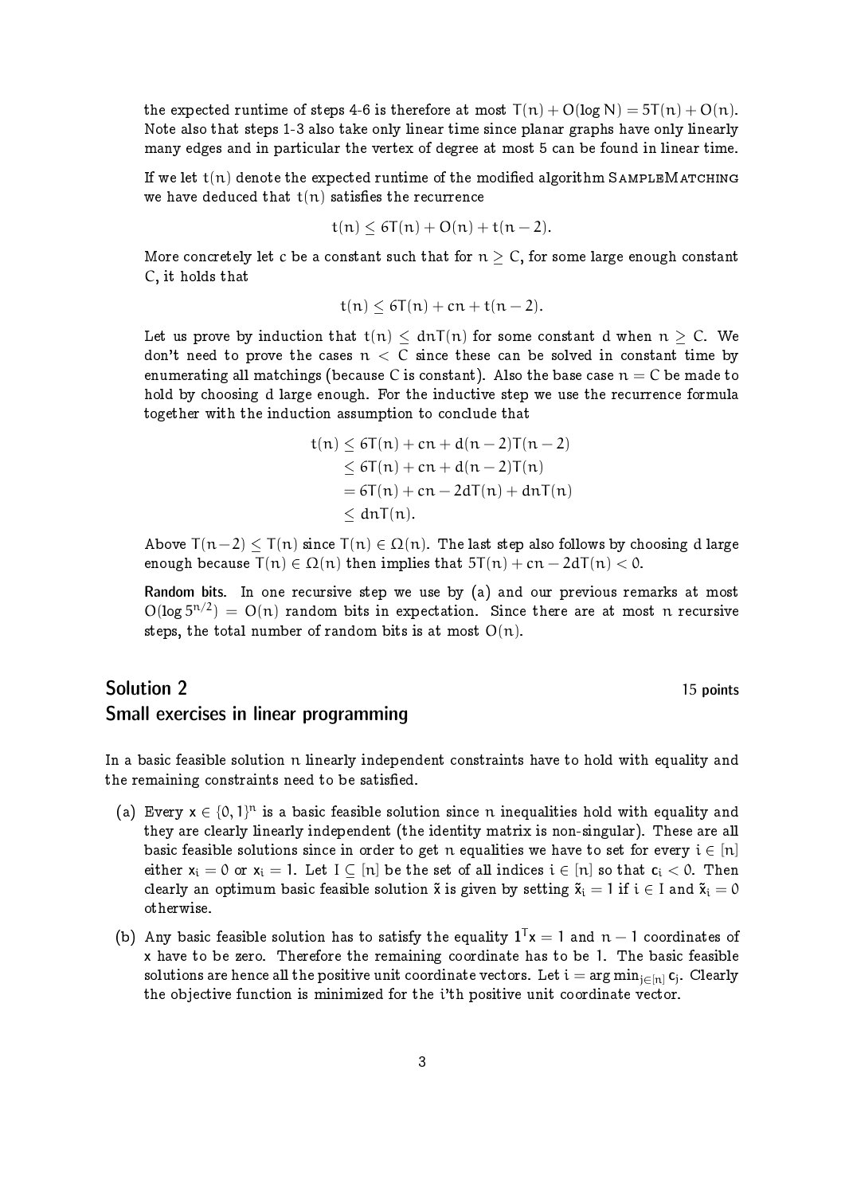the expected runtime of steps 4-6 is therefore at most $T(n) + O(\log N) = 5T(n) + O(n)$. Note also that steps 1-3 also take only linear time since planar graphs have only linearly many edges and in particular the vertex of degree at most 5 can be found in linear time.

If we let $t(n)$ denote the expected runtime of the modified algorithm SAMPLEMATCHING we have deduced that $t(n)$ satisfies the recurrence

$$t(n) \leq 6T(n) + O(n) + t(n-2).$$

More concretely let $c$ be a constant such that for $n \geq C$, for some large enough constant $C$, it holds that

$$t(n) \leq 6T(n) + cn + t(n-2).$$

Let us prove by induction that $t(n) \leq dnT(n)$ for some constant $d$ when $n \geq C$. We don't need to prove the cases $n < C$ since these can be solved in constant time by enumerating all matchings (because $C$ is constant). Also the base case $n = C$ be made to hold by choosing $d$ large enough. For the inductive step we use the recurrence formula together with the induction assumption to conclude that

$$\begin{aligned}
t(n) &\leq 6T(n) + cn + d(n-2)T(n-2) \\
&\leq 6T(n) + cn + d(n-2)T(n) \\
&= 6T(n) + cn - 2dT(n) + dnT(n) \\
&\leq dnT(n).
\end{aligned}$$

Above $T(n-2) \leq T(n)$ since $T(n) \in \Omega(n)$. The last step also follows by choosing $d$ large enough because $T(n) \in \Omega(n)$ then implies that $5T(n) + cn - 2dT(n) < 0$.

**Random bits.** In one recursive step we use by (a) and our previous remarks at most $O(\log 5^{n/2}) = O(n)$ random bits in expectation. Since there are at most $n$ recursive steps, the total number of random bits is at most $O(n)$.

## Solution 2 — 15 points
## Small exercises in linear programming

In a basic feasible solution $n$ linearly independent constraints have to hold with equality and the remaining constraints need to be satisfied.

(a) Every $x \in \{0,1\}^n$ is a basic feasible solution since $n$ inequalities hold with equality and they are clearly linearly independent (the identity matrix is non-singular). These are all basic feasible solutions since in order to get $n$ equalities we have to set for every $i \in [n]$ either $x_i = 0$ or $x_i = 1$. Let $I \subseteq [n]$ be the set of all indices $i \in [n]$ so that $c_i < 0$. Then clearly an optimum basic feasible solution $\tilde{x}$ is given by setting $\tilde{x}_i = 1$ if $i \in I$ and $\tilde{x}_i = 0$ otherwise.

(b) Any basic feasible solution has to satisfy the equality $\mathbf{1}^T x = 1$ and $n-1$ coordinates of $x$ have to be zero. Therefore the remaining coordinate has to be 1. The basic feasible solutions are hence all the positive unit coordinate vectors. Let $i = \arg\min_{j \in [n]} c_j$. Clearly the objective function is minimized for the i'th positive unit coordinate vector.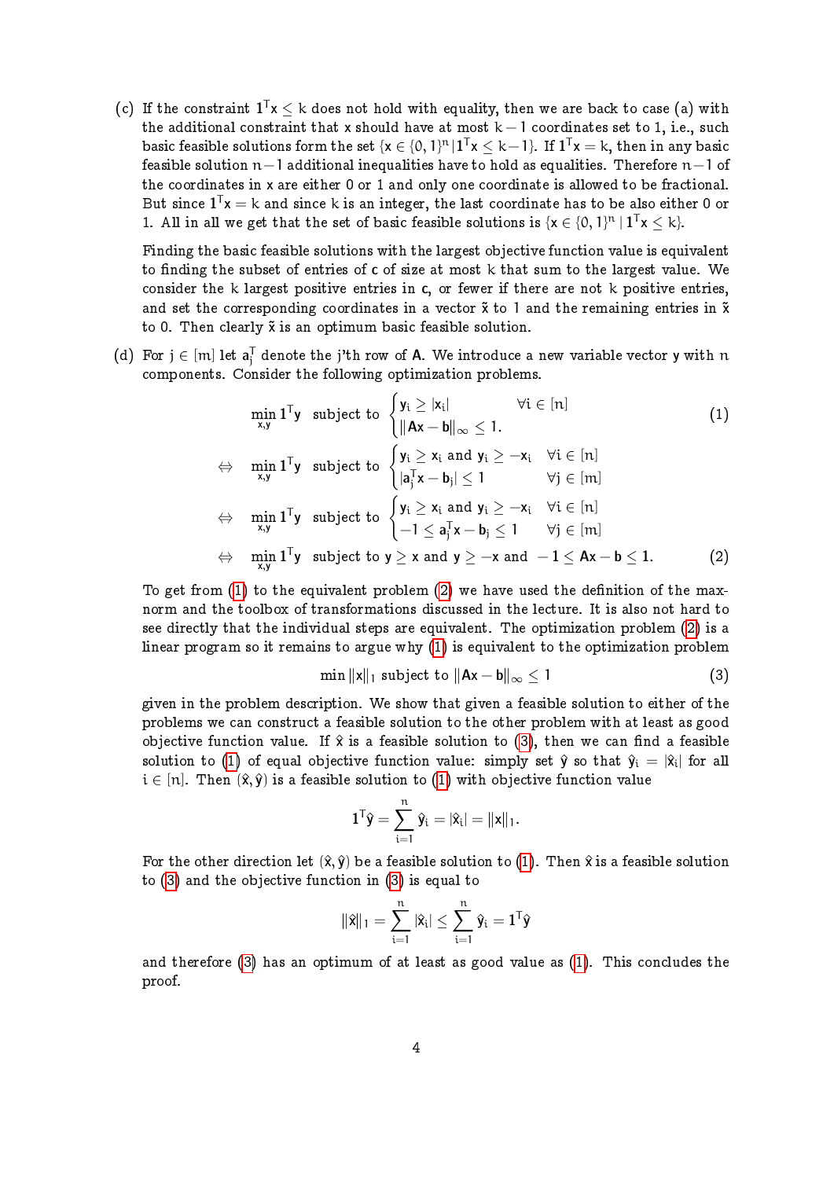(c) If the constraint $\mathbf{1}^T x \leq k$ does not hold with equality, then we are back to case (a) with the additional constraint that $x$ should have at most $k-1$ coordinates set to 1, i.e., such basic feasible solutions form the set $\{x \in \{0,1\}^n \mid \mathbf{1}^T x \leq k-1\}$. If $\mathbf{1}^T x = k$, then in any basic feasible solution $n-1$ additional inequalities have to hold as equalities. Therefore $n-1$ of the coordinates in $x$ are either 0 or 1 and only one coordinate is allowed to be fractional. But since $\mathbf{1}^T x = k$ and since $k$ is an integer, the last coordinate has to be also either 0 or 1. All in all we get that the set of basic feasible solutions is $\{x \in \{0,1\}^n \mid \mathbf{1}^T x \leq k\}$.

Finding the basic feasible solutions with the largest objective function value is equivalent to finding the subset of entries of $c$ of size at most $k$ that sum to the largest value. We consider the $k$ largest positive entries in $c$, or fewer if there are not $k$ positive entries, and set the corresponding coordinates in a vector $\tilde{x}$ to 1 and the remaining entries in $\tilde{x}$ to 0. Then clearly $\tilde{x}$ is an optimum basic feasible solution.

(d) For $j \in [m]$ let $a_j^T$ denote the j'th row of $A$. We introduce a new variable vector $y$ with $n$ components. Consider the following optimization problems.

$$\min_{x,y} \mathbf{1}^T y \quad \text{subject to} \quad \begin{cases} y_i \geq |x_i| & \forall i \in [n] \\ \|Ax - b\|_\infty \leq 1. \end{cases} \tag{1}$$

$$\Leftrightarrow \quad \min_{x,y} \mathbf{1}^T y \quad \text{subject to} \quad \begin{cases} y_i \geq x_i \text{ and } y_i \geq -x_i & \forall i \in [n] \\ |a_j^T x - b_j| \leq 1 & \forall j \in [m] \end{cases}$$

$$\Leftrightarrow \quad \min_{x,y} \mathbf{1}^T y \quad \text{subject to} \quad \begin{cases} y_i \geq x_i \text{ and } y_i \geq -x_i & \forall i \in [n] \\ -1 \leq a_j^T x - b_j \leq 1 & \forall j \in [m] \end{cases}$$

$$\Leftrightarrow \quad \min_{x,y} \mathbf{1}^T y \quad \text{subject to } y \geq x \text{ and } y \geq -x \text{ and } -\mathbf{1} \leq Ax - b \leq \mathbf{1}. \tag{2}$$

To get from (1) to the equivalent problem (2) we have used the definition of the max-norm and the toolbox of transformations discussed in the lecture. It is also not hard to see directly that the individual steps are equivalent. The optimization problem (2) is a linear program so it remains to argue why (1) is equivalent to the optimization problem

$$\min \|x\|_1 \text{ subject to } \|Ax - b\|_\infty \leq 1 \tag{3}$$

given in the problem description. We show that given a feasible solution to either of the problems we can construct a feasible solution to the other problem with at least as good objective function value. If $\hat{x}$ is a feasible solution to (3), then we can find a feasible solution to (1) of equal objective function value: simply set $\hat{y}$ so that $\hat{y}_i = |\hat{x}_i|$ for all $i \in [n]$. Then $(\hat{x}, \hat{y})$ is a feasible solution to (1) with objective function value

$$\mathbf{1}^T \hat{y} = \sum_{i=1}^{n} \hat{y}_i = |\hat{x}_i| = \|x\|_1.$$

For the other direction let $(\hat{x}, \hat{y})$ be a feasible solution to (1). Then $\hat{x}$ is a feasible solution to (3) and the objective function in (3) is equal to

$$\|\hat{x}\|_1 = \sum_{i=1}^{n} |\hat{x}_i| \leq \sum_{i=1}^{n} \hat{y}_i = \mathbf{1}^T \hat{y}$$

and therefore (3) has an optimum of at least as good value as (1). This concludes the proof.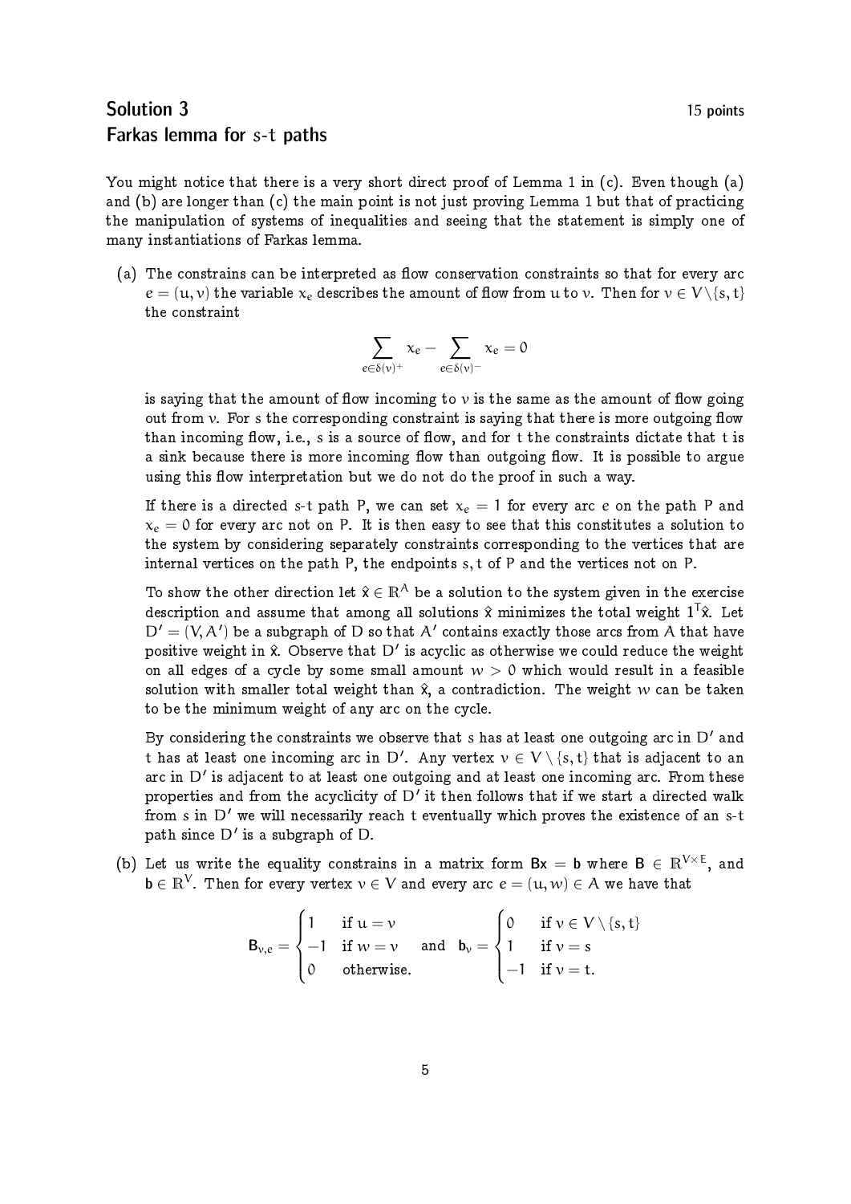## Solution 3 — 15 points

## Farkas lemma for $s$-$t$ paths

You might notice that there is a very short direct proof of Lemma 1 in (c). Even though (a) and (b) are longer than (c) the main point is not just proving Lemma 1 but that of practicing the manipulation of systems of inequalities and seeing that the statement is simply one of many instantiations of Farkas lemma.

(a) The constrains can be interpreted as flow conservation constraints so that for every arc $e = (u, v)$ the variable $x_e$ describes the amount of flow from $u$ to $v$. Then for $v \in V \setminus \{s, t\}$ the constraint

$$\sum_{e \in \delta(v)^+} x_e - \sum_{e \in \delta(v)^-} x_e = 0$$

is saying that the amount of flow incoming to $v$ is the same as the amount of flow going out from $v$. For $s$ the corresponding constraint is saying that there is more outgoing flow than incoming flow, i.e., $s$ is a source of flow, and for $t$ the constraints dictate that $t$ is a sink because there is more incoming flow than outgoing flow. It is possible to argue using this flow interpretation but we do not do the proof in such a way.

If there is a directed $s$-$t$ path $P$, we can set $x_e = 1$ for every arc $e$ on the path $P$ and $x_e = 0$ for every arc not on $P$. It is then easy to see that this constitutes a solution to the system by considering separately constraints corresponding to the vertices that are internal vertices on the path $P$, the endpoints $s, t$ of $P$ and the vertices not on $P$.

To show the other direction let $\hat{x} \in \mathbb{R}^A$ be a solution to the system given in the exercise description and assume that among all solutions $\hat{x}$ minimizes the total weight $\mathbf{1}^\mathsf{T}\hat{x}$. Let $D' = (V, A')$ be a subgraph of $D$ so that $A'$ contains exactly those arcs from $A$ that have positive weight in $\hat{x}$. Observe that $D'$ is acyclic as otherwise we could reduce the weight on all edges of a cycle by some small amount $w > 0$ which would result in a feasible solution with smaller total weight than $\hat{x}$, a contradiction. The weight $w$ can be taken to be the minimum weight of any arc on the cycle.

By considering the constraints we observe that $s$ has at least one outgoing arc in $D'$ and $t$ has at least one incoming arc in $D'$. Any vertex $v \in V \setminus \{s, t\}$ that is adjacent to an arc in $D'$ is adjacent to at least one outgoing and at least one incoming arc. From these properties and from the acyclicity of $D'$ it then follows that if we start a directed walk from $s$ in $D'$ we will necessarily reach $t$ eventually which proves the existence of an $s$-$t$ path since $D'$ is a subgraph of $D$.

(b) Let us write the equality constrains in a matrix form $\mathsf{B}x = \mathsf{b}$ where $\mathsf{B} \in \mathbb{R}^{V \times E}$, and $\mathsf{b} \in \mathbb{R}^V$. Then for every vertex $v \in V$ and every arc $e = (u, w) \in A$ we have that

$$\mathsf{B}_{v,e} = \begin{cases} 1 & \text{if } u = v \\ -1 & \text{if } w = v \\ 0 & \text{otherwise.} \end{cases} \quad \text{and} \quad \mathsf{b}_v = \begin{cases} 0 & \text{if } v \in V \setminus \{s, t\} \\ 1 & \text{if } v = s \\ -1 & \text{if } v = t. \end{cases}$$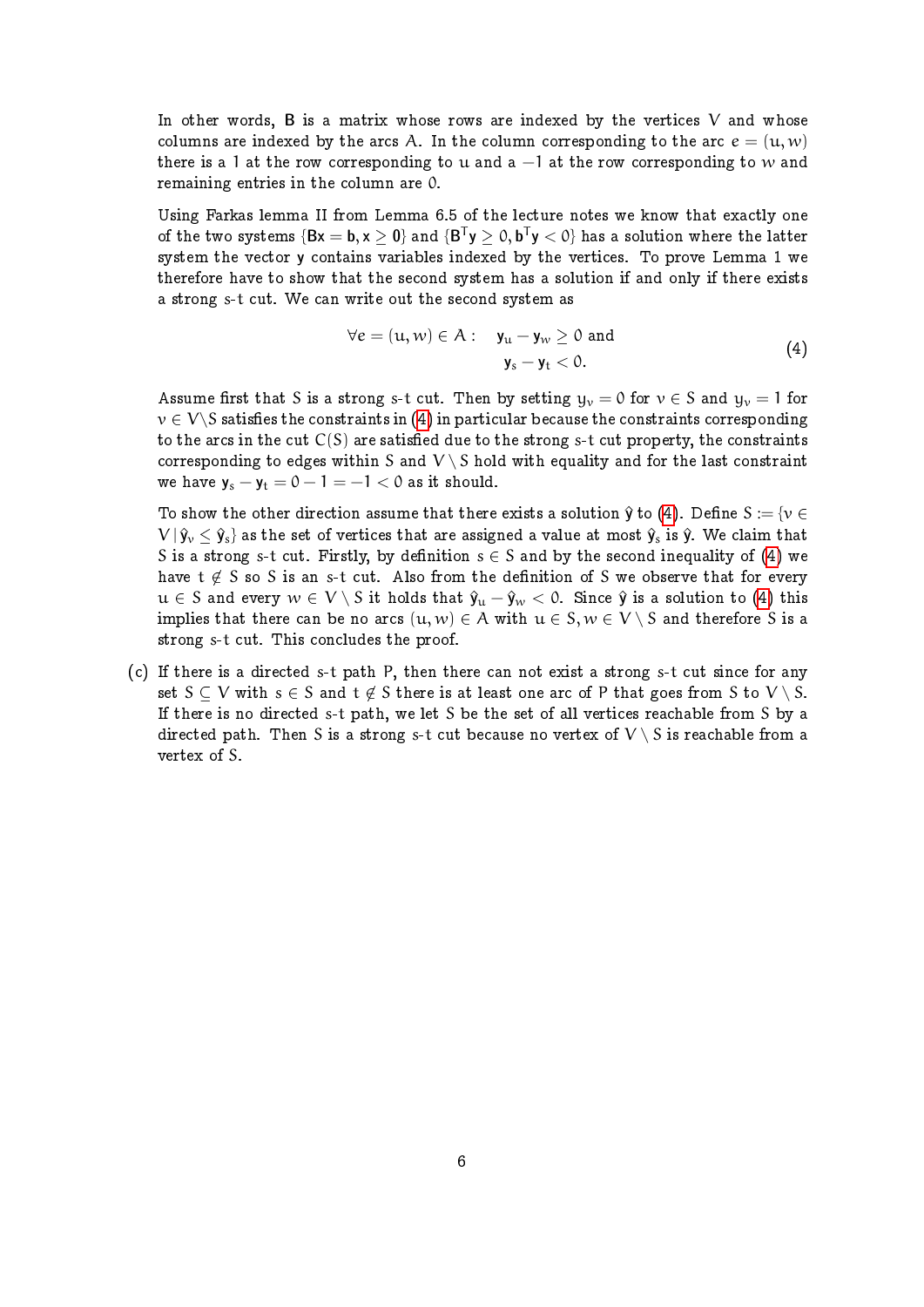In other words, $\mathsf{B}$ is a matrix whose rows are indexed by the vertices $V$ and whose columns are indexed by the arcs $A$. In the column corresponding to the arc $e = (u, w)$ there is a 1 at the row corresponding to $u$ and a $-1$ at the row corresponding to $w$ and remaining entries in the column are 0.

Using Farkas lemma II from Lemma 6.5 of the lecture notes we know that exactly one of the two systems $\{\mathsf{B}\mathbf{x} = \mathbf{b}, \mathbf{x} \geq \mathbf{0}\}$ and $\{\mathsf{B}^\mathsf{T}\mathbf{y} \geq 0, \mathbf{b}^\mathsf{T}\mathbf{y} < 0\}$ has a solution where the latter system the vector $\mathbf{y}$ contains variables indexed by the vertices. To prove Lemma 1 we therefore have to show that the second system has a solution if and only if there exists a strong s-t cut. We can write out the second system as

$$\begin{aligned} \forall e = (u, w) \in A : \quad & \mathbf{y}_u - \mathbf{y}_w \geq 0 \text{ and} \\ & \mathbf{y}_s - \mathbf{y}_t < 0. \end{aligned} \tag{4}$$

Assume first that $S$ is a strong s-t cut. Then by setting $y_v = 0$ for $v \in S$ and $y_v = 1$ for $v \in V \setminus S$ satisfies the constraints in (4) in particular because the constraints corresponding to the arcs in the cut $C(S)$ are satisfied due to the strong s-t cut property, the constraints corresponding to edges within $S$ and $V \setminus S$ hold with equality and for the last constraint we have $\mathbf{y}_s - \mathbf{y}_t = 0 - 1 = -1 < 0$ as it should.

To show the other direction assume that there exists a solution $\hat{\mathbf{y}}$ to (4). Define $S := \{v \in V \mid \hat{\mathbf{y}}_v \leq \hat{\mathbf{y}}_s\}$ as the set of vertices that are assigned a value at most $\hat{\mathbf{y}}_s$ is $\hat{\mathbf{y}}$. We claim that $S$ is a strong s-t cut. Firstly, by definition $s \in S$ and by the second inequality of (4) we have $t \notin S$ so $S$ is an s-t cut. Also from the definition of $S$ we observe that for every $u \in S$ and every $w \in V \setminus S$ it holds that $\hat{\mathbf{y}}_u - \hat{\mathbf{y}}_w < 0$. Since $\hat{\mathbf{y}}$ is a solution to (4) this implies that there can be no arcs $(u, w) \in A$ with $u \in S, w \in V \setminus S$ and therefore $S$ is a strong s-t cut. This concludes the proof.

(c) If there is a directed s-t path $P$, then there can not exist a strong s-t cut since for any set $S \subseteq V$ with $s \in S$ and $t \notin S$ there is at least one arc of $P$ that goes from $S$ to $V \setminus S$. If there is no directed s-t path, we let $S$ be the set of all vertices reachable from $S$ by a directed path. Then $S$ is a strong s-t cut because no vertex of $V \setminus S$ is reachable from a vertex of $S$.